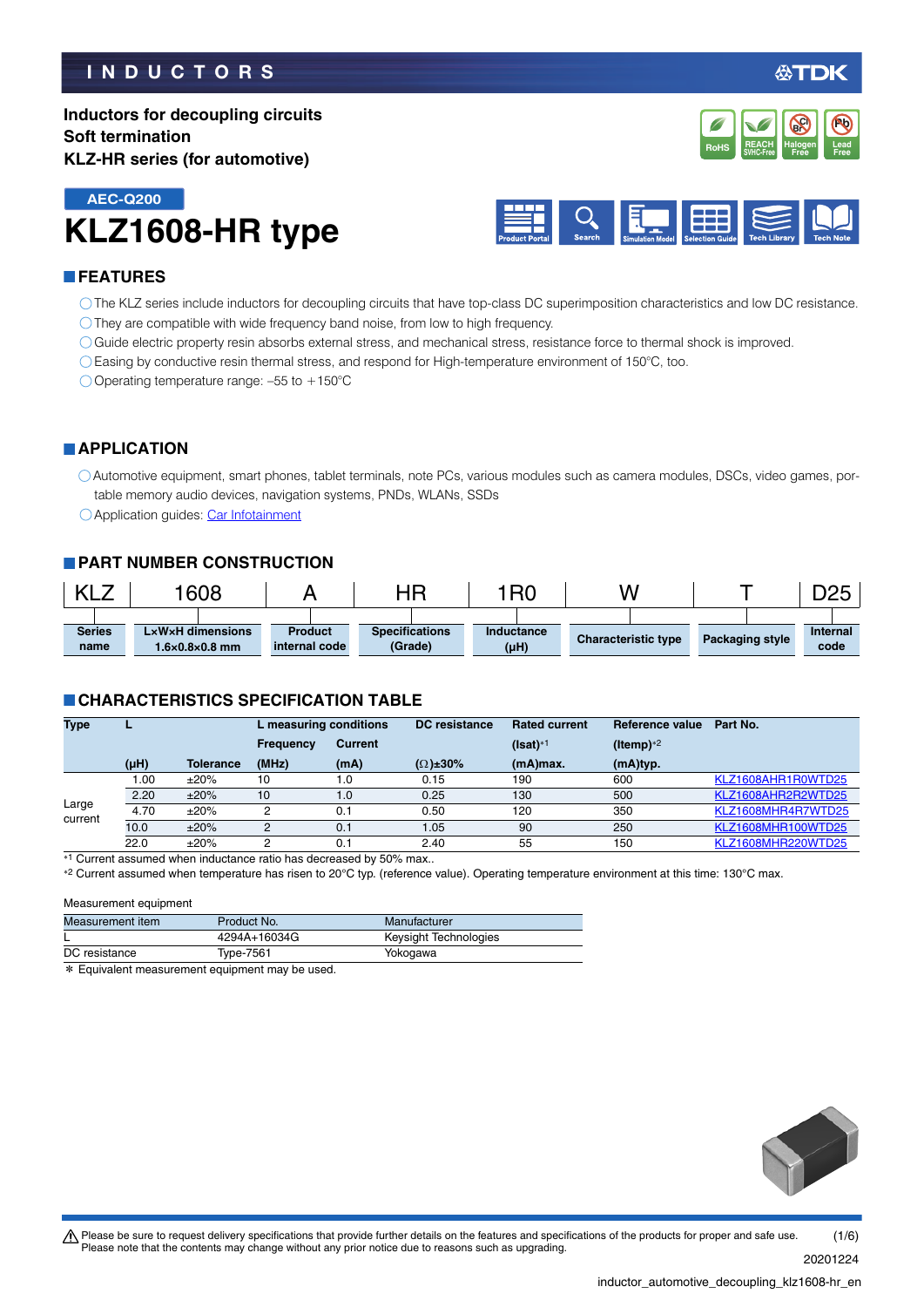INDUCTORS

**Inductors for decoupling circuits**
**Soft termination**
**KLZ-HR series (for automotive)**

AEC-Q200

# KLZ1608-HR type

## FEATURES

- ◯The KLZ series include inductors for decoupling circuits that have top-class DC superimposition characteristics and low DC resistance.
- ◯They are compatible with wide frequency band noise, from low to high frequency.
- ◯Guide electric property resin absorbs external stress, and mechanical stress, resistance force to thermal shock is improved.
- ◯Easing by conductive resin thermal stress, and respond for High-temperature environment of 150°C, too.
- ◯Operating temperature range: –55 to +150°C

## APPLICATION

- ◯Automotive equipment, smart phones, tablet terminals, note PCs, various modules such as camera modules, DSCs, video games, portable memory audio devices, navigation systems, PNDs, WLANs, SSDs
- ◯Application guides: Car Infotainment

## PART NUMBER CONSTRUCTION

| KLZ | 1608 | A | HR | 1R0 | W | T | D25 |
|---|---|---|---|---|---|---|---|
| Series name | L×W×H dimensions 1.6×0.8×0.8 mm | Product internal code | Specifications (Grade) | Inductance (µH) | Characteristic type | Packaging style | Internal code |

## CHARACTERISTICS SPECIFICATION TABLE

| Type | L | | L measuring conditions | | DC resistance | Rated current | Reference value | Part No. |
|---|---|---|---|---|---|---|---|---|
| | | | Frequency | Current | | (Isat)*1 | (Itemp)*2 | |
| | (µH) | Tolerance | (MHz) | (mA) | (Ω)±30% | (mA)max. | (mA)typ. | |
| Large current | 1.00 | ±20% | 10 | 1.0 | 0.15 | 190 | 600 | KLZ1608AHR1R0WTD25 |
| | 2.20 | ±20% | 10 | 1.0 | 0.25 | 130 | 500 | KLZ1608AHR2R2WTD25 |
| | 4.70 | ±20% | 2 | 0.1 | 0.50 | 120 | 350 | KLZ1608MHR4R7WTD25 |
| | 10.0 | ±20% | 2 | 0.1 | 1.05 | 90 | 250 | KLZ1608MHR100WTD25 |
| | 22.0 | ±20% | 2 | 0.1 | 2.40 | 55 | 150 | KLZ1608MHR220WTD25 |

*1 Current assumed when inductance ratio has decreased by 50% max..
*2 Current assumed when temperature has risen to 20°C typ. (reference value). Operating temperature environment at this time: 130°C max.

Measurement equipment

| Measurement item | Product No. | Manufacturer |
|---|---|---|
| L | 4294A+16034G | Keysight Technologies |
| DC resistance | Type-7561 | Yokogawa |

＊ Equivalent measurement equipment may be used.

⚠ Please be sure to request delivery specifications that provide further details on the features and specifications of the products for proper and safe use.
Please note that the contents may change without any prior notice due to reasons such as upgrading.

20201224

inductor_automotive_decoupling_klz1608-hr_en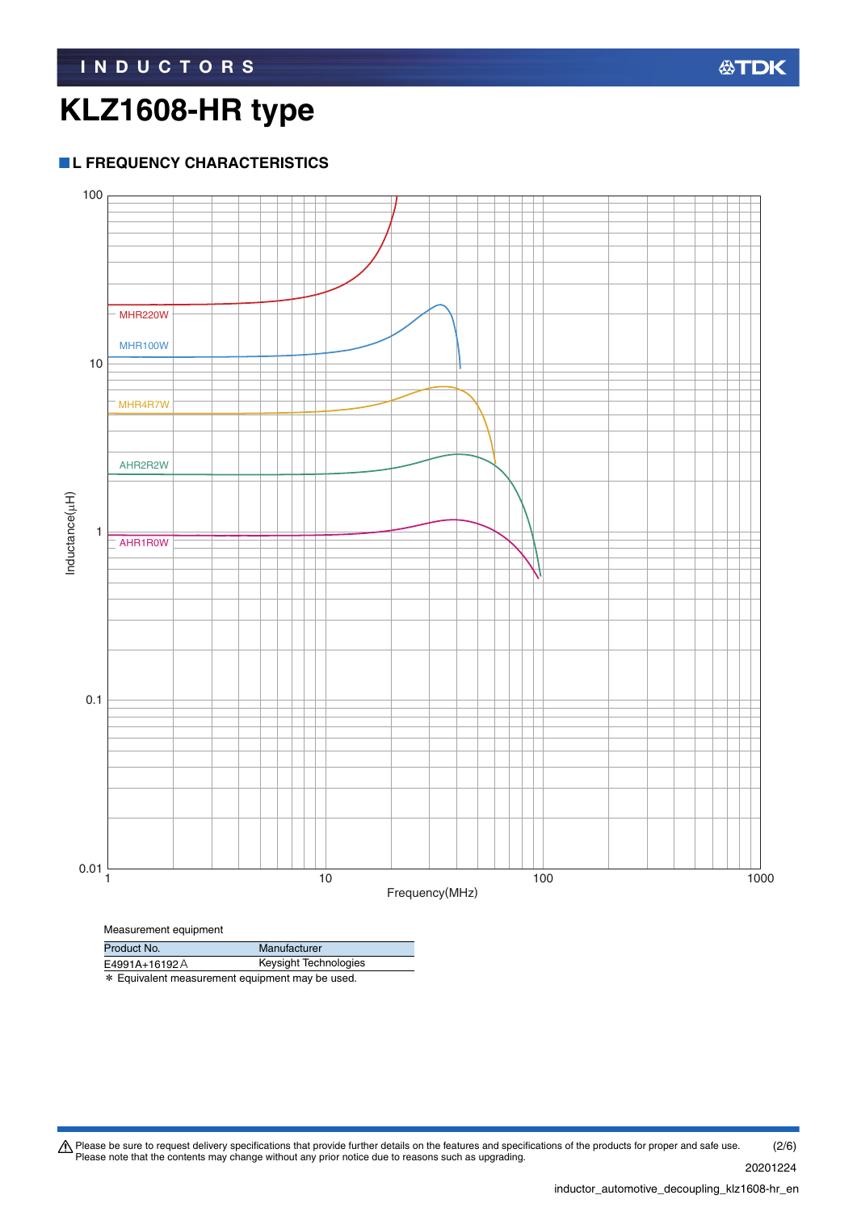# KLZ1608-HR type

## L FREQUENCY CHARACTERISTICS

Measurement equipment

| Product No. | Manufacturer |
|---|---|
| E4991A+16192A | Keysight Technologies |

＊ Equivalent measurement equipment may be used.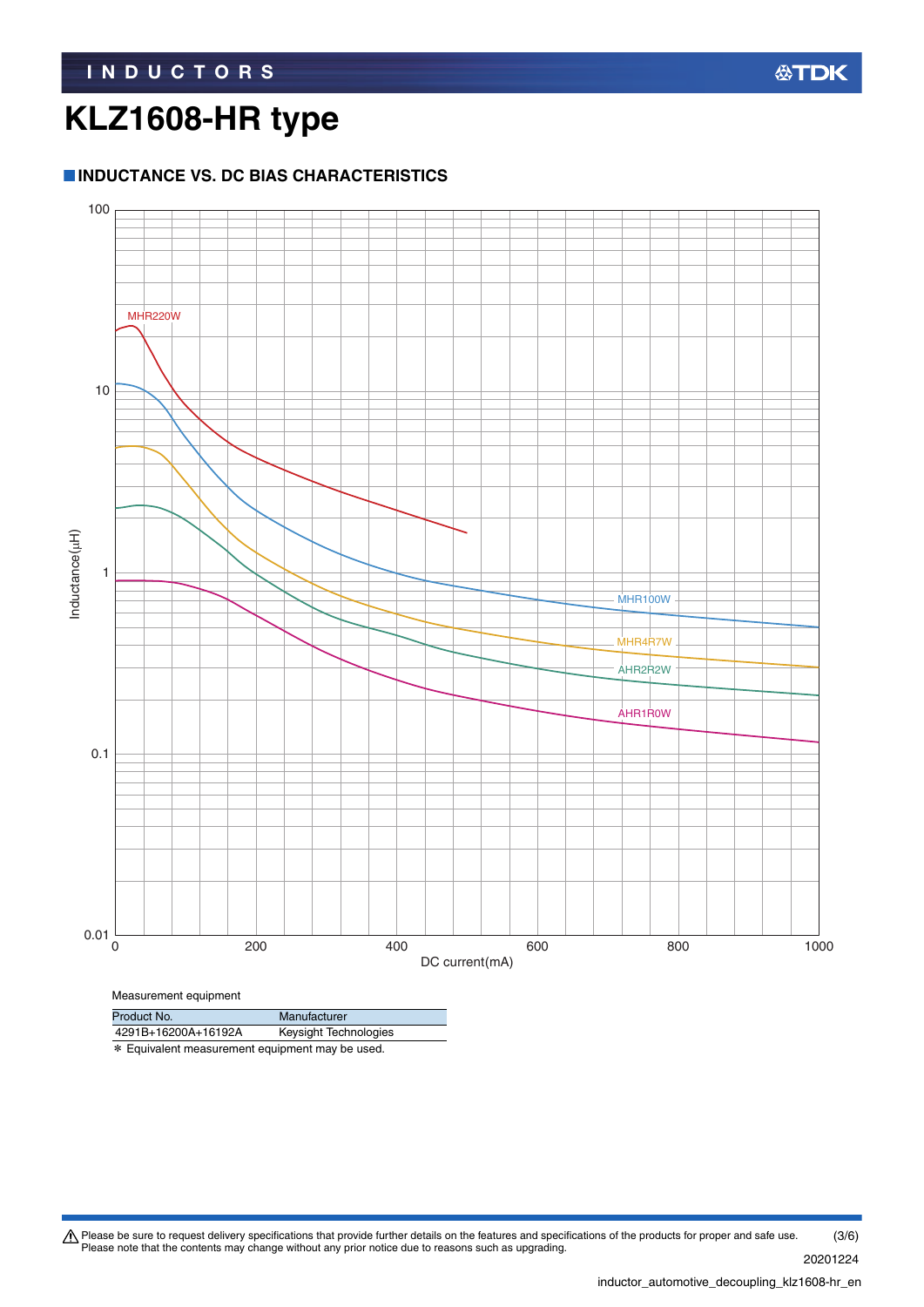# KLZ1608-HR type

## INDUCTANCE VS. DC BIAS CHARACTERISTICS

Measurement equipment

| Product No. | Manufacturer |
|---|---|
| 4291B+16200A+16192A | Keysight Technologies |

* Equivalent measurement equipment may be used.

⚠ Please be sure to request delivery specifications that provide further details on the features and specifications of the products for proper and safe use.
Please note that the contents may change without any prior notice due to reasons such as upgrading.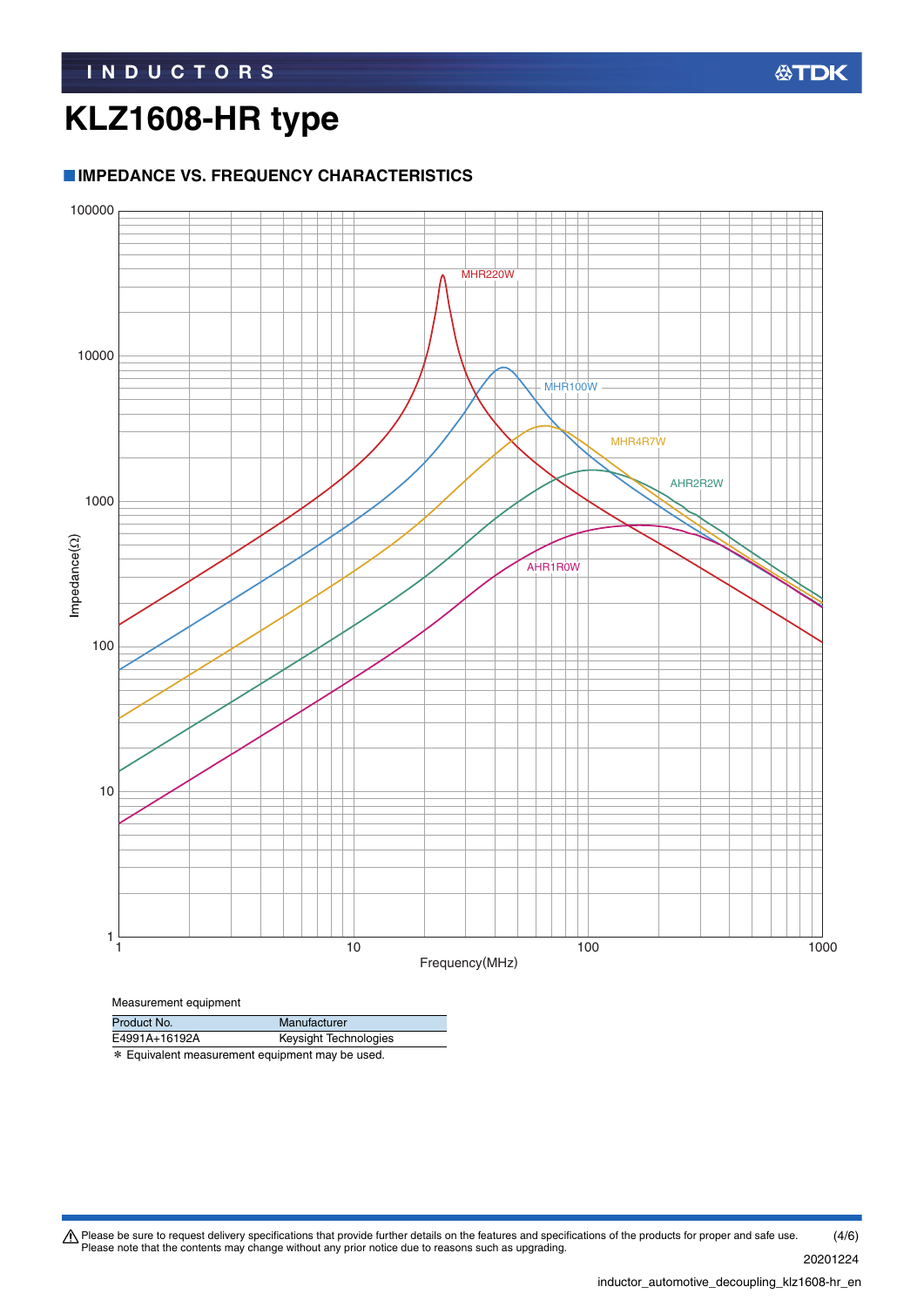# KLZ1608-HR type

## ■IMPEDANCE VS. FREQUENCY CHARACTERISTICS

Measurement equipment

| Product No. | Manufacturer |
|---|---|
| E4991A+16192A | Keysight Technologies |

＊ Equivalent measurement equipment may be used.

⚠ Please be sure to request delivery specifications that provide further details on the features and specifications of the products for proper and safe use. Please note that the contents may change without any prior notice due to reasons such as upgrading.

20201224

inductor_automotive_decoupling_klz1608-hr_en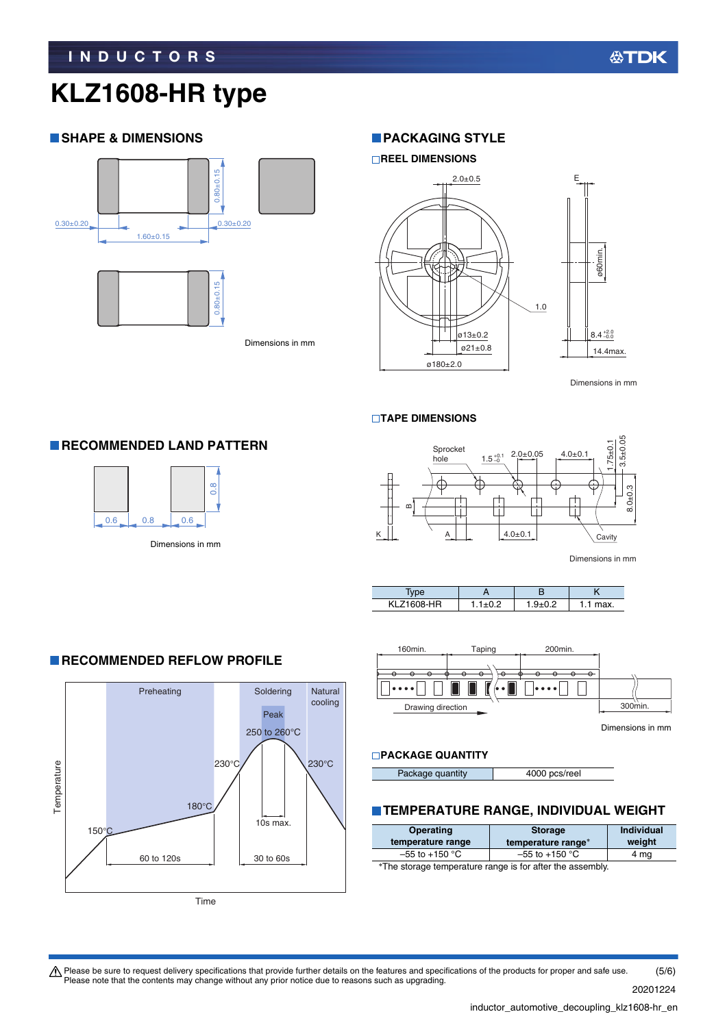# KLZ1608-HR type

## SHAPE & DIMENSIONS

0.80±0.15

0.30±0.20 | 1.60±0.15 | 0.30±0.20

0.80±0.15

Dimensions in mm

## PACKAGING STYLE

### REEL DIMENSIONS

2.0±0.5

E

ø60min.

1.0

ø13±0.2

ø21±0.8

ø180±2.0

$8.4^{+2.0}_{-0.0}$

14.4max.

Dimensions in mm

### TAPE DIMENSIONS

Sprocket hole

$1.5^{+0.1}_{-0}$

2.0±0.05

4.0±0.1

1.75±0.1

3.5±0.05

8.0±0.3

B

K

A

4.0±0.1

Cavity

Dimensions in mm

| Type | A | B | K |
|---|---|---|---|
| KLZ1608-HR | 1.1±0.2 | 1.9±0.2 | 1.1 max. |

160min. Taping 200min.

Drawing direction

300min.

Dimensions in mm

### PACKAGE QUANTITY

| Package quantity | 4000 pcs/reel |
|---|---|

## RECOMMENDED LAND PATTERN

0.6 | 0.8 | 0.6

0.8

Dimensions in mm

## RECOMMENDED REFLOW PROFILE

Preheating | Soldering | Natural cooling

Peak

250 to 260°C

230°C

230°C

180°C

150°C

10s max.

60 to 120s

30 to 60s

Temperature

Time

## TEMPERATURE RANGE, INDIVIDUAL WEIGHT

| Operating temperature range | Storage temperature range* | Individual weight |
|---|---|---|
| –55 to +150 °C | –55 to +150 °C | 4 mg |

*The storage temperature range is for after the assembly.

⚠ Please be sure to request delivery specifications that provide further details on the features and specifications of the products for proper and safe use.
Please note that the contents may change without any prior notice due to reasons such as upgrading.

20201224

inductor_automotive_decoupling_klz1608-hr_en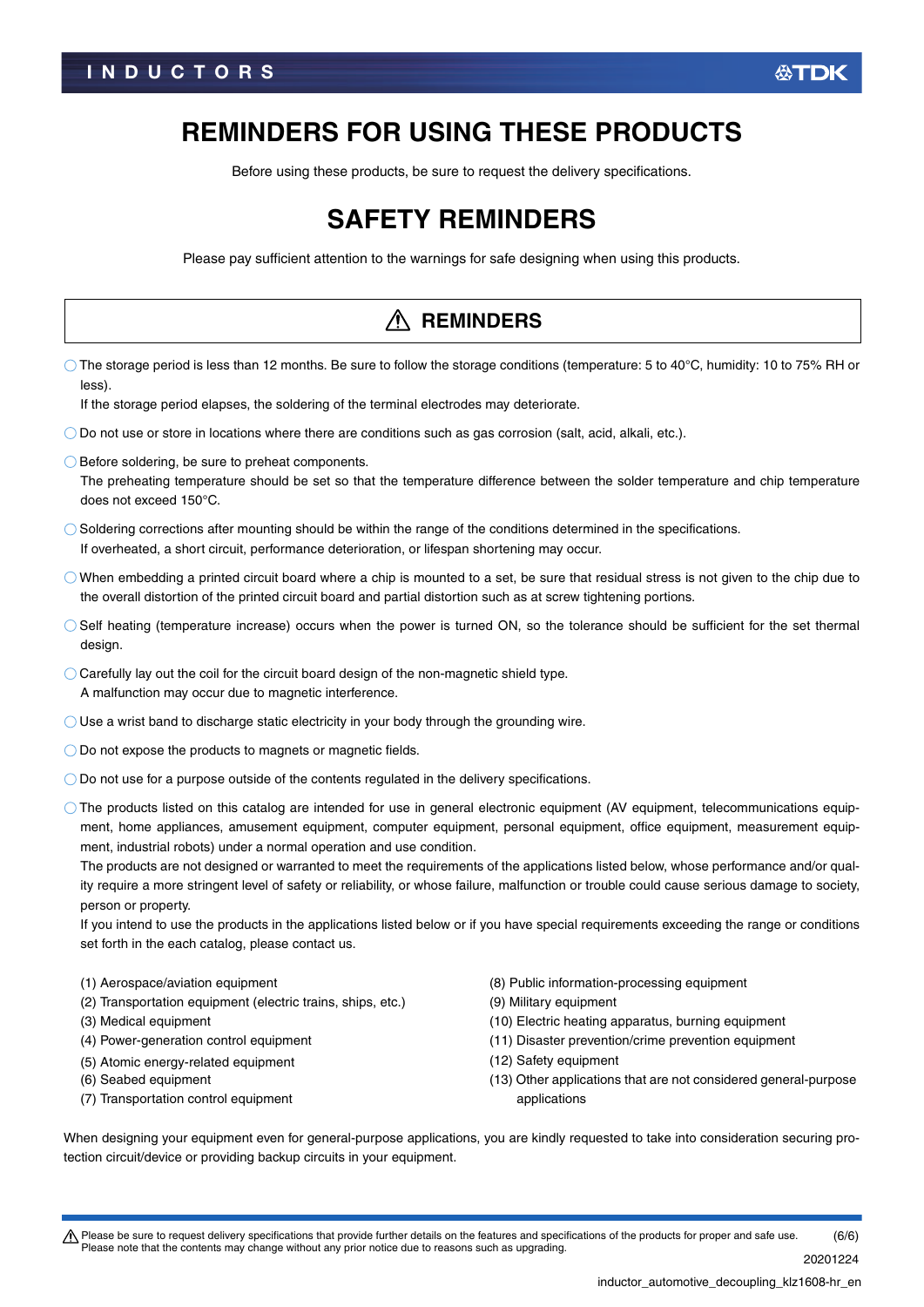# REMINDERS FOR USING THESE PRODUCTS

Before using these products, be sure to request the delivery specifications.

# SAFETY REMINDERS

Please pay sufficient attention to the warnings for safe designing when using this products.

## ⚠ REMINDERS

- The storage period is less than 12 months. Be sure to follow the storage conditions (temperature: 5 to 40°C, humidity: 10 to 75% RH or less).
  If the storage period elapses, the soldering of the terminal electrodes may deteriorate.
- Do not use or store in locations where there are conditions such as gas corrosion (salt, acid, alkali, etc.).
- Before soldering, be sure to preheat components.
  The preheating temperature should be set so that the temperature difference between the solder temperature and chip temperature does not exceed 150°C.
- Soldering corrections after mounting should be within the range of the conditions determined in the specifications.
  If overheated, a short circuit, performance deterioration, or lifespan shortening may occur.
- When embedding a printed circuit board where a chip is mounted to a set, be sure that residual stress is not given to the chip due to the overall distortion of the printed circuit board and partial distortion such as at screw tightening portions.
- Self heating (temperature increase) occurs when the power is turned ON, so the tolerance should be sufficient for the set thermal design.
- Carefully lay out the coil for the circuit board design of the non-magnetic shield type.
  A malfunction may occur due to magnetic interference.
- Use a wrist band to discharge static electricity in your body through the grounding wire.
- Do not expose the products to magnets or magnetic fields.
- Do not use for a purpose outside of the contents regulated in the delivery specifications.
- The products listed on this catalog are intended for use in general electronic equipment (AV equipment, telecommunications equipment, home appliances, amusement equipment, computer equipment, personal equipment, office equipment, measurement equipment, industrial robots) under a normal operation and use condition.
  The products are not designed or warranted to meet the requirements of the applications listed below, whose performance and/or quality require a more stringent level of safety or reliability, or whose failure, malfunction or trouble could cause serious damage to society, person or property.
  If you intend to use the products in the applications listed below or if you have special requirements exceeding the range or conditions set forth in the each catalog, please contact us.

(1) Aerospace/aviation equipment
(2) Transportation equipment (electric trains, ships, etc.)
(3) Medical equipment
(4) Power-generation control equipment
(5) Atomic energy-related equipment
(6) Seabed equipment
(7) Transportation control equipment
(8) Public information-processing equipment
(9) Military equipment
(10) Electric heating apparatus, burning equipment
(11) Disaster prevention/crime prevention equipment
(12) Safety equipment
(13) Other applications that are not considered general-purpose applications

When designing your equipment even for general-purpose applications, you are kindly requested to take into consideration securing protection circuit/device or providing backup circuits in your equipment.